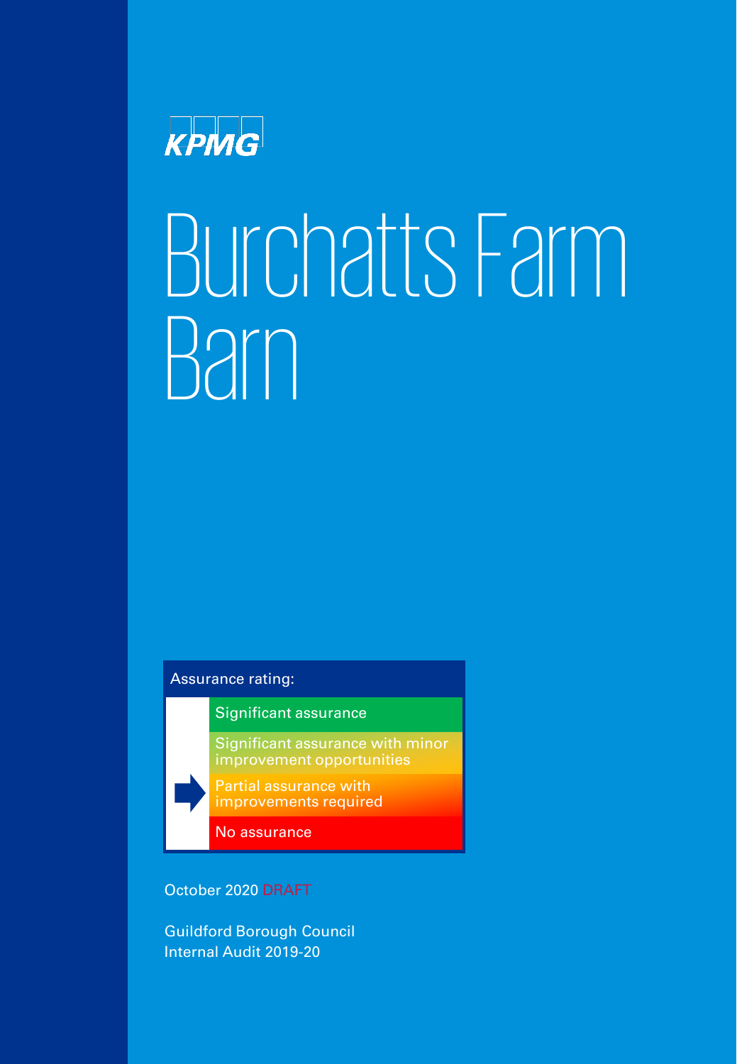KPMG

# Burchatts Farm Barn

Assurance rating:

- Significant assurance
- Significant assurance with minor improvement opportunities
- ➡ Partial assurance with improvements required
- No assurance

October 2020 DRAFT

Guildford Borough Council
Internal Audit 2019-20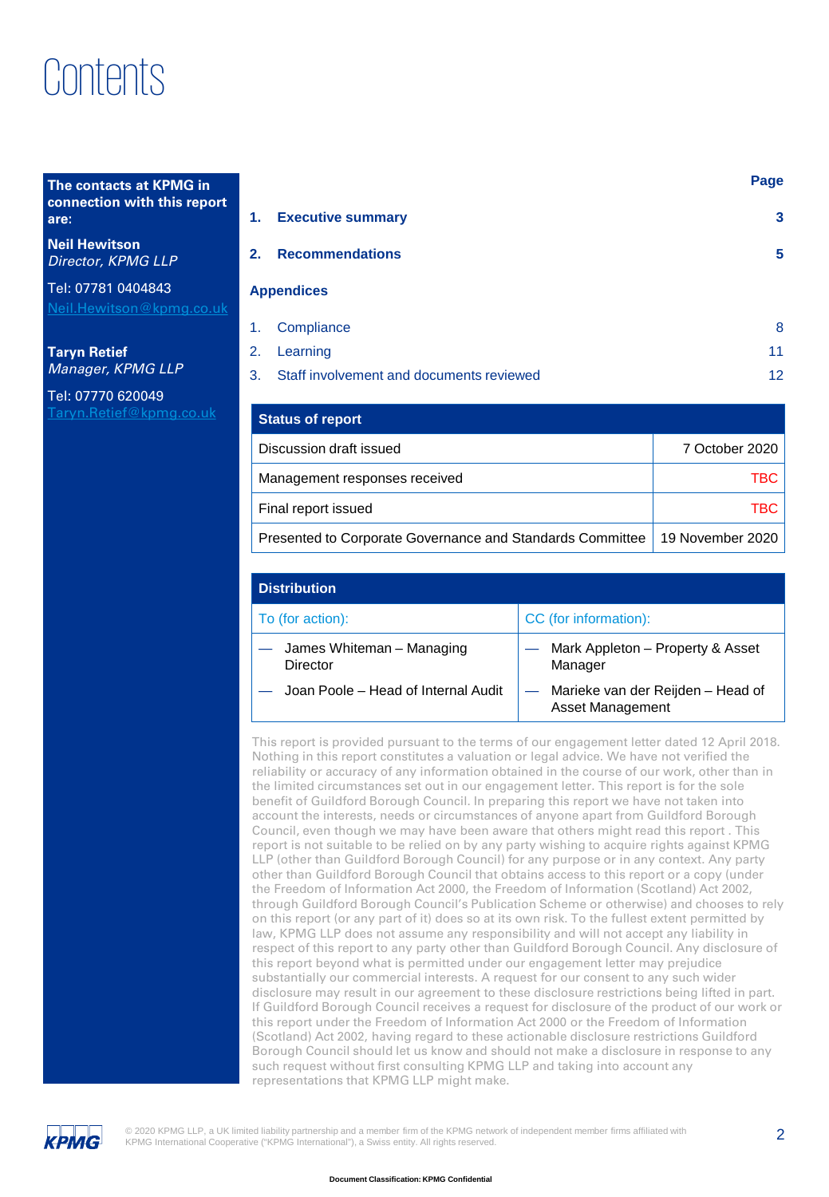# Contents

**The contacts at KPMG in connection with this report are:**

**Neil Hewitson**
*Director, KPMG LLP*

Tel: 07781 0404843
Neil.Hewitson@kpmg.co.uk

**Taryn Retief**
*Manager, KPMG LLP*

Tel: 07770 620049
Taryn.Retief@kpmg.co.uk

| | | Page |
|---|---|---|
| **1.** | **Executive summary** | **3** |
| **2.** | **Recommendations** | **5** |
| **Appendices** | | |
| 1. | Compliance | 8 |
| 2. | Learning | 11 |
| 3. | Staff involvement and documents reviewed | 12 |

| **Status of report** | |
|---|---|
| Discussion draft issued | 7 October 2020 |
| Management responses received | TBC |
| Final report issued | TBC |
| Presented to Corporate Governance and Standards Committee | 19 November 2020 |

| **Distribution** | |
|---|---|
| To (for action): | CC (for information): |
| — James Whiteman – Managing Director<br>— Joan Poole – Head of Internal Audit | — Mark Appleton – Property & Asset Manager<br>— Marieke van der Reijden – Head of Asset Management |

This report is provided pursuant to the terms of our engagement letter dated 12 April 2018. Nothing in this report constitutes a valuation or legal advice. We have not verified the reliability or accuracy of any information obtained in the course of our work, other than in the limited circumstances set out in our engagement letter. This report is for the sole benefit of Guildford Borough Council. In preparing this report we have not taken into account the interests, needs or circumstances of anyone apart from Guildford Borough Council, even though we may have been aware that others might read this report . This report is not suitable to be relied on by any party wishing to acquire rights against KPMG LLP (other than Guildford Borough Council) for any purpose or in any context. Any party other than Guildford Borough Council that obtains access to this report or a copy (under the Freedom of Information Act 2000, the Freedom of Information (Scotland) Act 2002, through Guildford Borough Council's Publication Scheme or otherwise) and chooses to rely on this report (or any part of it) does so at its own risk. To the fullest extent permitted by law, KPMG LLP does not assume any responsibility and will not accept any liability in respect of this report to any party other than Guildford Borough Council. Any disclosure of this report beyond what is permitted under our engagement letter may prejudice substantially our commercial interests. A request for our consent to any such wider disclosure may result in our agreement to these disclosure restrictions being lifted in part. If Guildford Borough Council receives a request for disclosure of the product of our work or this report under the Freedom of Information Act 2000 or the Freedom of Information (Scotland) Act 2002, having regard to these actionable disclosure restrictions Guildford Borough Council should let us know and should not make a disclosure in response to any such request without first consulting KPMG LLP and taking into account any representations that KPMG LLP might make.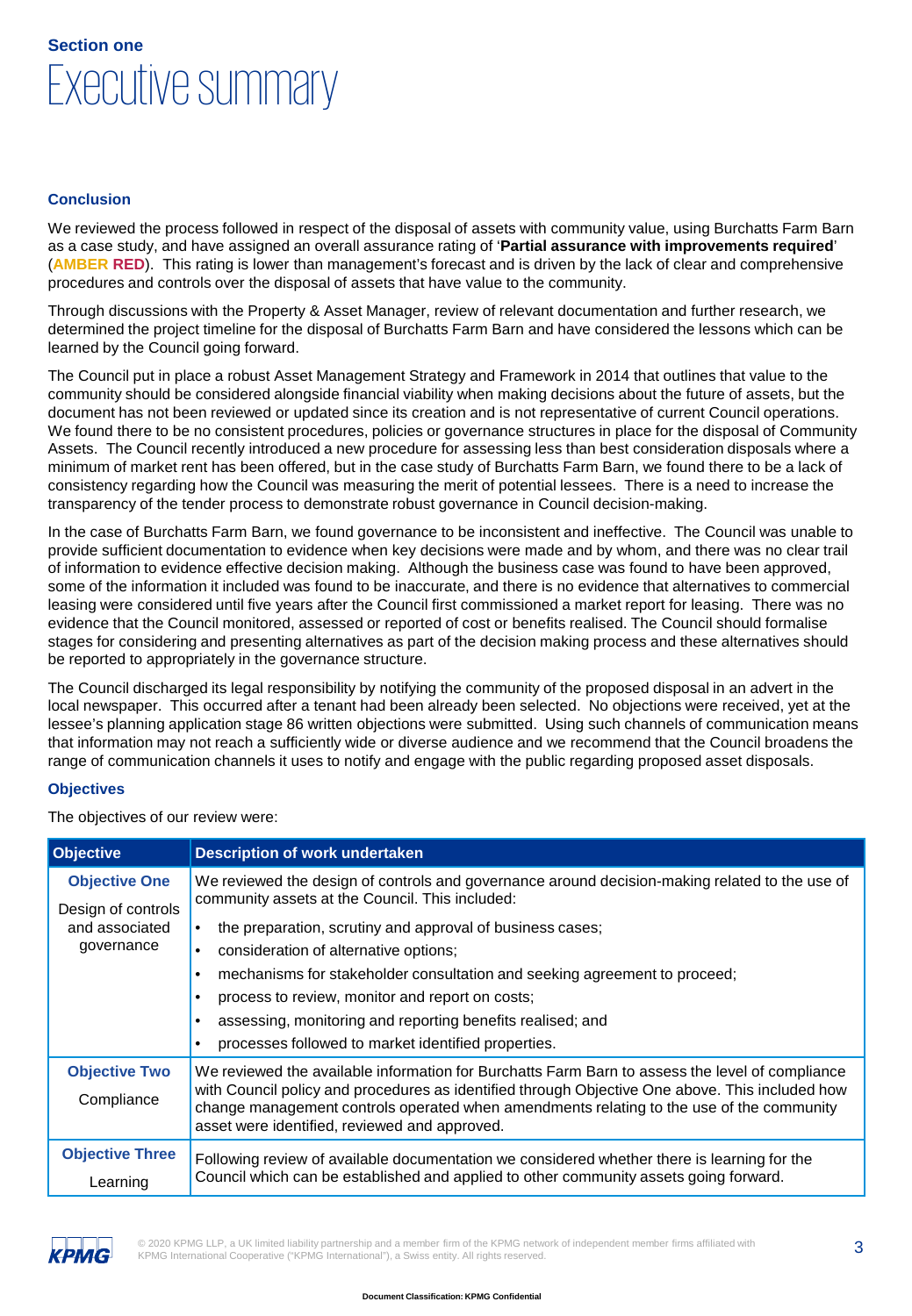## Section one

# Executive summary

### Conclusion

We reviewed the process followed in respect of the disposal of assets with community value, using Burchatts Farm Barn as a case study, and have assigned an overall assurance rating of '**Partial assurance with improvements required**' (**AMBER RED**). This rating is lower than management's forecast and is driven by the lack of clear and comprehensive procedures and controls over the disposal of assets that have value to the community.

Through discussions with the Property & Asset Manager, review of relevant documentation and further research, we determined the project timeline for the disposal of Burchatts Farm Barn and have considered the lessons which can be learned by the Council going forward.

The Council put in place a robust Asset Management Strategy and Framework in 2014 that outlines that value to the community should be considered alongside financial viability when making decisions about the future of assets, but the document has not been reviewed or updated since its creation and is not representative of current Council operations. We found there to be no consistent procedures, policies or governance structures in place for the disposal of Community Assets. The Council recently introduced a new procedure for assessing less than best consideration disposals where a minimum of market rent has been offered, but in the case study of Burchatts Farm Barn, we found there to be a lack of consistency regarding how the Council was measuring the merit of potential lessees. There is a need to increase the transparency of the tender process to demonstrate robust governance in Council decision-making.

In the case of Burchatts Farm Barn, we found governance to be inconsistent and ineffective. The Council was unable to provide sufficient documentation to evidence when key decisions were made and by whom, and there was no clear trail of information to evidence effective decision making. Although the business case was found to have been approved, some of the information it included was found to be inaccurate, and there is no evidence that alternatives to commercial leasing were considered until five years after the Council first commissioned a market report for leasing. There was no evidence that the Council monitored, assessed or reported of cost or benefits realised. The Council should formalise stages for considering and presenting alternatives as part of the decision making process and these alternatives should be reported to appropriately in the governance structure.

The Council discharged its legal responsibility by notifying the community of the proposed disposal in an advert in the local newspaper. This occurred after a tenant had been already been selected. No objections were received, yet at the lessee's planning application stage 86 written objections were submitted. Using such channels of communication means that information may not reach a sufficiently wide or diverse audience and we recommend that the Council broadens the range of communication channels it uses to notify and engage with the public regarding proposed asset disposals.

### Objectives

The objectives of our review were:

| Objective | Description of work undertaken |
|---|---|
| **Objective One** Design of controls and associated governance | We reviewed the design of controls and governance around decision-making related to the use of community assets at the Council. This included:<br>• the preparation, scrutiny and approval of business cases;<br>• consideration of alternative options;<br>• mechanisms for stakeholder consultation and seeking agreement to proceed;<br>• process to review, monitor and report on costs;<br>• assessing, monitoring and reporting benefits realised; and<br>• processes followed to market identified properties. |
| **Objective Two** Compliance | We reviewed the available information for Burchatts Farm Barn to assess the level of compliance with Council policy and procedures as identified through Objective One above. This included how change management controls operated when amendments relating to the use of the community asset were identified, reviewed and approved. |
| **Objective Three** Learning | Following review of available documentation we considered whether there is learning for the Council which can be established and applied to other community assets going forward. |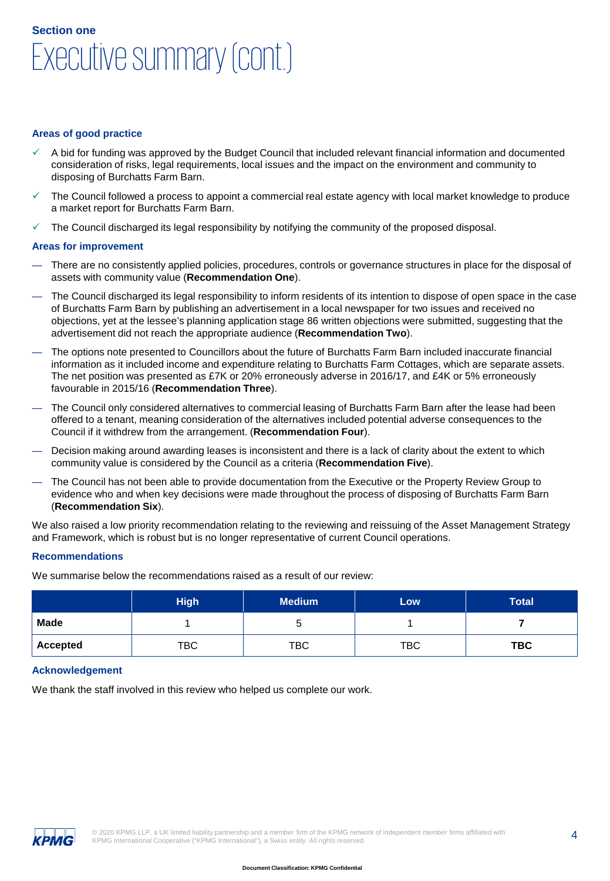## Section one

# Executive summary (cont.)

### Areas of good practice

- ✓ A bid for funding was approved by the Budget Council that included relevant financial information and documented consideration of risks, legal requirements, local issues and the impact on the environment and community to disposing of Burchatts Farm Barn.
- ✓ The Council followed a process to appoint a commercial real estate agency with local market knowledge to produce a market report for Burchatts Farm Barn.
- ✓ The Council discharged its legal responsibility by notifying the community of the proposed disposal.

### Areas for improvement

- There are no consistently applied policies, procedures, controls or governance structures in place for the disposal of assets with community value (**Recommendation One**).
- The Council discharged its legal responsibility to inform residents of its intention to dispose of open space in the case of Burchatts Farm Barn by publishing an advertisement in a local newspaper for two issues and received no objections, yet at the lessee's planning application stage 86 written objections were submitted, suggesting that the advertisement did not reach the appropriate audience (**Recommendation Two**).
- The options note presented to Councillors about the future of Burchatts Farm Barn included inaccurate financial information as it included income and expenditure relating to Burchatts Farm Cottages, which are separate assets. The net position was presented as £7K or 20% erroneously adverse in 2016/17, and £4K or 5% erroneously favourable in 2015/16 (**Recommendation Three**).
- The Council only considered alternatives to commercial leasing of Burchatts Farm Barn after the lease had been offered to a tenant, meaning consideration of the alternatives included potential adverse consequences to the Council if it withdrew from the arrangement. (**Recommendation Four**).
- Decision making around awarding leases is inconsistent and there is a lack of clarity about the extent to which community value is considered by the Council as a criteria (**Recommendation Five**).
- The Council has not been able to provide documentation from the Executive or the Property Review Group to evidence who and when key decisions were made throughout the process of disposing of Burchatts Farm Barn (**Recommendation Six**).

We also raised a low priority recommendation relating to the reviewing and reissuing of the Asset Management Strategy and Framework, which is robust but is no longer representative of current Council operations.

### Recommendations

We summarise below the recommendations raised as a result of our review:

| | High | Medium | Low | Total |
|---|---|---|---|---|
| **Made** | 1 | 5 | 1 | **7** |
| **Accepted** | TBC | TBC | TBC | **TBC** |

### Acknowledgement

We thank the staff involved in this review who helped us complete our work.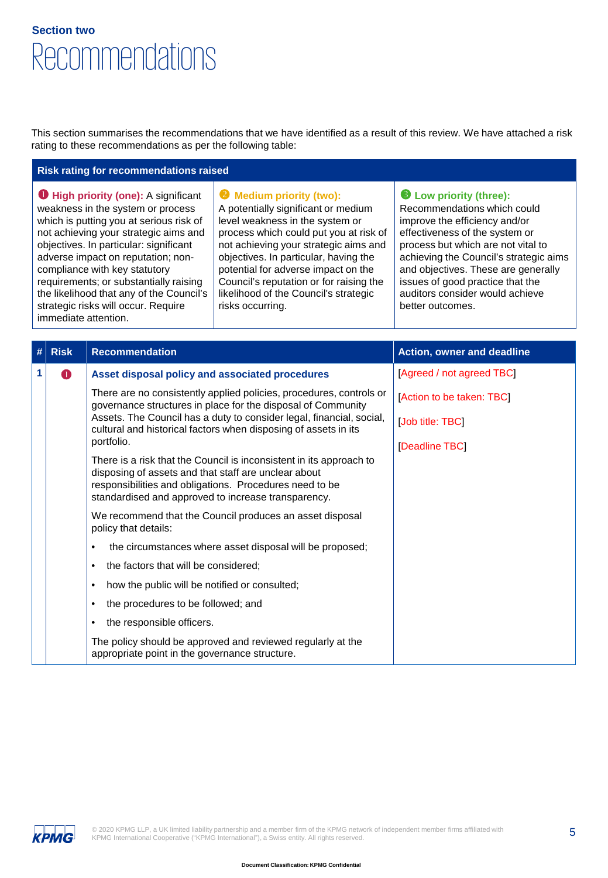**Section two**

# Recommendations

This section summarises the recommendations that we have identified as a result of this review. We have attached a risk rating to these recommendations as per the following table:

| Risk rating for recommendations raised | | |
|---|---|---|
| ❶ **High priority (one):** A significant weakness in the system or process which is putting you at serious risk of not achieving your strategic aims and objectives. In particular: significant adverse impact on reputation; non-compliance with key statutory requirements; or substantially raising the likelihood that any of the Council's strategic risks will occur. Require immediate attention. | ❷ **Medium priority (two):** A potentially significant or medium level weakness in the system or process which could put you at risk of not achieving your strategic aims and objectives. In particular, having the potential for adverse impact on the Council's reputation or for raising the likelihood of the Council's strategic risks occurring. | ❸ **Low priority (three):** Recommendations which could improve the efficiency and/or effectiveness of the system or process but which are not vital to achieving the Council's strategic aims and objectives. These are generally issues of good practice that the auditors consider would achieve better outcomes. |

| # | Risk | Recommendation | Action, owner and deadline |
|---|---|---|---|
| 1 | ❶ | **Asset disposal policy and associated procedures**<br><br>There are no consistently applied policies, procedures, controls or governance structures in place for the disposal of Community Assets. The Council has a duty to consider legal, financial, social, cultural and historical factors when disposing of assets in its portfolio.<br><br>There is a risk that the Council is inconsistent in its approach to disposing of assets and that staff are unclear about responsibilities and obligations. Procedures need to be standardised and approved to increase transparency.<br><br>We recommend that the Council produces an asset disposal policy that details:<br><br>• the circumstances where asset disposal will be proposed;<br>• the factors that will be considered;<br>• how the public will be notified or consulted;<br>• the procedures to be followed; and<br>• the responsible officers.<br><br>The policy should be approved and reviewed regularly at the appropriate point in the governance structure. | [Agreed / not agreed TBC]<br><br>[Action to be taken: TBC]<br><br>[Job title: TBC]<br><br>[Deadline TBC] |

© 2020 KPMG LLP, a UK limited liability partnership and a member firm of the KPMG network of independent member firms affiliated with KPMG International Cooperative ("KPMG International"), a Swiss entity. All rights reserved.

Document Classification: KPMG Confidential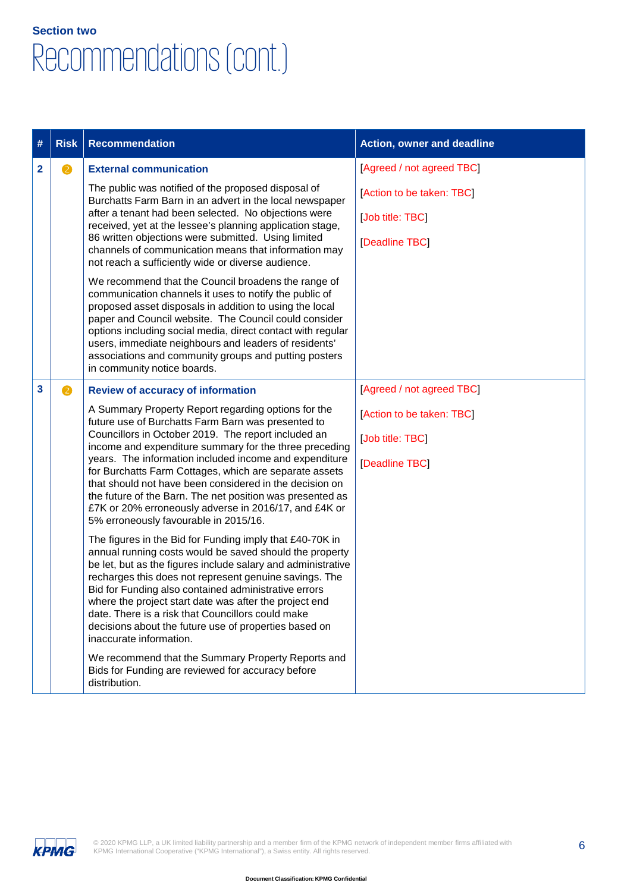Section two

# Recommendations (cont.)

| # | Risk | Recommendation | Action, owner and deadline |
|---|---|---|---|
| 2 | 2 | **External communication**<br><br>The public was notified of the proposed disposal of Burchatts Farm Barn in an advert in the local newspaper after a tenant had been selected. No objections were received, yet at the lessee's planning application stage, 86 written objections were submitted. Using limited channels of communication means that information may not reach a sufficiently wide or diverse audience.<br><br>We recommend that the Council broadens the range of communication channels it uses to notify the public of proposed asset disposals in addition to using the local paper and Council website. The Council could consider options including social media, direct contact with regular users, immediate neighbours and leaders of residents' associations and community groups and putting posters in community notice boards. | [Agreed / not agreed TBC]<br><br>[Action to be taken: TBC]<br><br>[Job title: TBC]<br><br>[Deadline TBC] |
| 3 | 2 | **Review of accuracy of information**<br><br>A Summary Property Report regarding options for the future use of Burchatts Farm Barn was presented to Councillors in October 2019. The report included an income and expenditure summary for the three preceding years. The information included income and expenditure for Burchatts Farm Cottages, which are separate assets that should not have been considered in the decision on the future of the Barn. The net position was presented as £7K or 20% erroneously adverse in 2016/17, and £4K or 5% erroneously favourable in 2015/16.<br><br>The figures in the Bid for Funding imply that £40-70K in annual running costs would be saved should the property be let, but as the figures include salary and administrative recharges this does not represent genuine savings. The Bid for Funding also contained administrative errors where the project start date was after the project end date. There is a risk that Councillors could make decisions about the future use of properties based on inaccurate information.<br><br>We recommend that the Summary Property Reports and Bids for Funding are reviewed for accuracy before distribution. | [Agreed / not agreed TBC]<br><br>[Action to be taken: TBC]<br><br>[Job title: TBC]<br><br>[Deadline TBC] |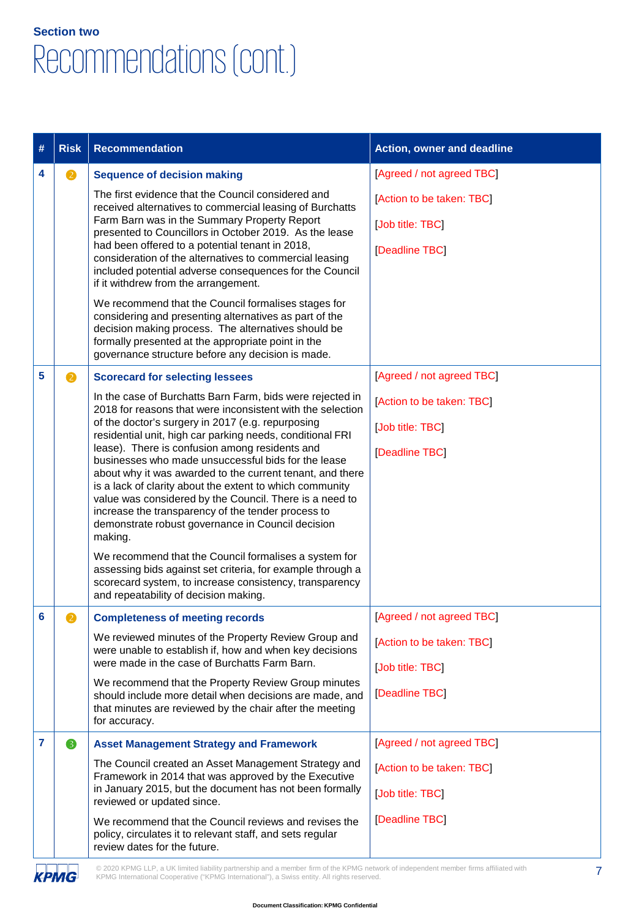**Section two**

# Recommendations (cont.)

| # | Risk | Recommendation | Action, owner and deadline |
|---|---|---|---|
| 4 | 2 | **Sequence of decision making**<br><br>The first evidence that the Council considered and received alternatives to commercial leasing of Burchatts Farm Barn was in the Summary Property Report presented to Councillors in October 2019. As the lease had been offered to a potential tenant in 2018, consideration of the alternatives to commercial leasing included potential adverse consequences for the Council if it withdrew from the arrangement.<br><br>We recommend that the Council formalises stages for considering and presenting alternatives as part of the decision making process. The alternatives should be formally presented at the appropriate point in the governance structure before any decision is made. | [Agreed / not agreed TBC]<br><br>[Action to be taken: TBC]<br><br>[Job title: TBC]<br><br>[Deadline TBC] |
| 5 | 2 | **Scorecard for selecting lessees**<br><br>In the case of Burchatts Barn Farm, bids were rejected in 2018 for reasons that were inconsistent with the selection of the doctor's surgery in 2017 (e.g. repurposing residential unit, high car parking needs, conditional FRI lease). There is confusion among residents and businesses who made unsuccessful bids for the lease about why it was awarded to the current tenant, and there is a lack of clarity about the extent to which community value was considered by the Council. There is a need to increase the transparency of the tender process to demonstrate robust governance in Council decision making.<br><br>We recommend that the Council formalises a system for assessing bids against set criteria, for example through a scorecard system, to increase consistency, transparency and repeatability of decision making. | [Agreed / not agreed TBC]<br><br>[Action to be taken: TBC]<br><br>[Job title: TBC]<br><br>[Deadline TBC] |
| 6 | 2 | **Completeness of meeting records**<br><br>We reviewed minutes of the Property Review Group and were unable to establish if, how and when key decisions were made in the case of Burchatts Farm Barn.<br><br>We recommend that the Property Review Group minutes should include more detail when decisions are made, and that minutes are reviewed by the chair after the meeting for accuracy. | [Agreed / not agreed TBC]<br><br>[Action to be taken: TBC]<br><br>[Job title: TBC]<br><br>[Deadline TBC] |
| 7 | 3 | **Asset Management Strategy and Framework**<br><br>The Council created an Asset Management Strategy and Framework in 2014 that was approved by the Executive in January 2015, but the document has not been formally reviewed or updated since.<br><br>We recommend that the Council reviews and revises the policy, circulates it to relevant staff, and sets regular review dates for the future. | [Agreed / not agreed TBC]<br><br>[Action to be taken: TBC]<br><br>[Job title: TBC]<br><br>[Deadline TBC] |

© 2020 KPMG LLP, a UK limited liability partnership and a member firm of the KPMG network of independent member firms affiliated with KPMG International Cooperative ("KPMG International"), a Swiss entity. All rights reserved.

Document Classification: KPMG Confidential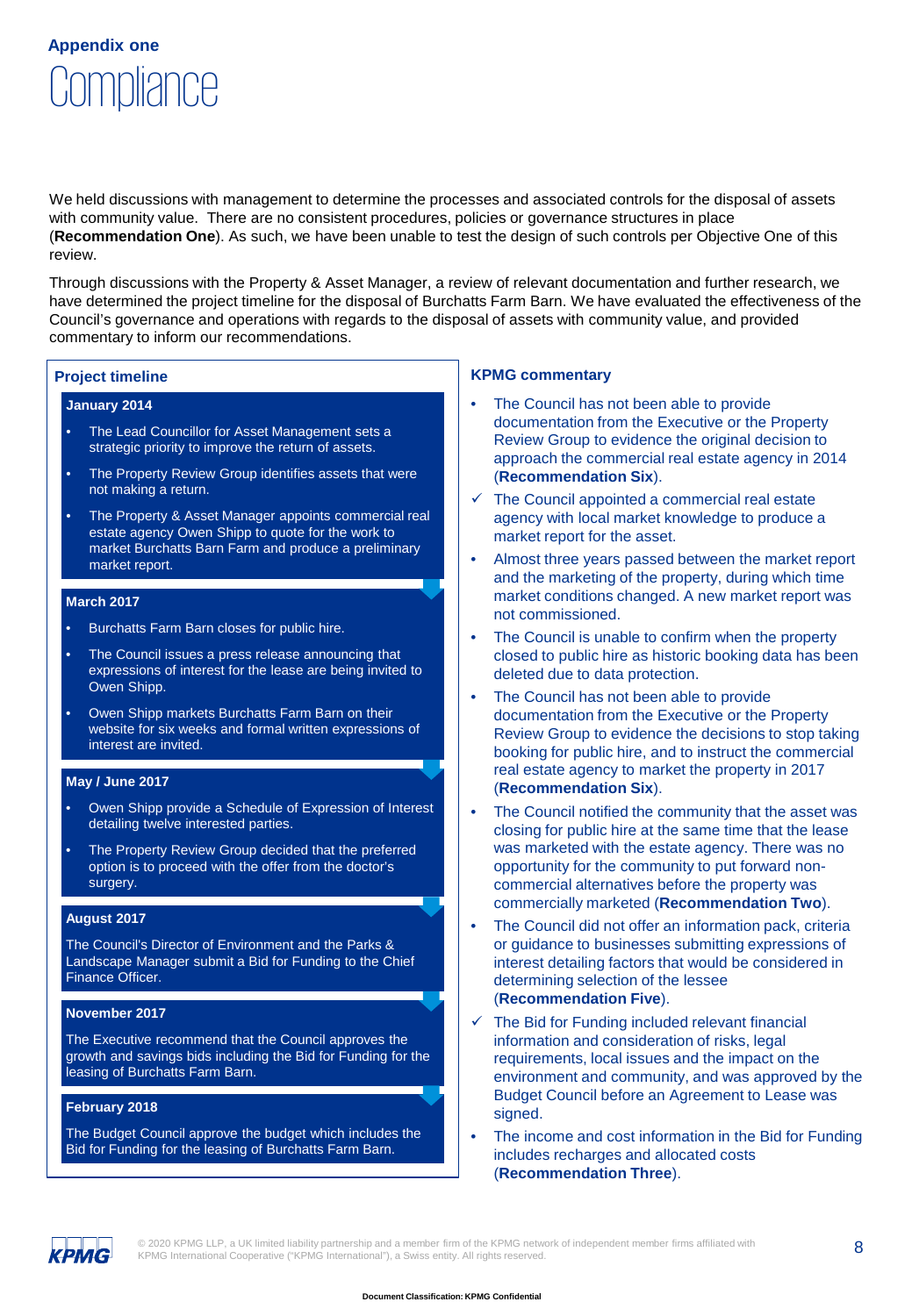## Appendix one

# Compliance

We held discussions with management to determine the processes and associated controls for the disposal of assets with community value. There are no consistent procedures, policies or governance structures in place (**Recommendation One**). As such, we have been unable to test the design of such controls per Objective One of this review.

Through discussions with the Property & Asset Manager, a review of relevant documentation and further research, we have determined the project timeline for the disposal of Burchatts Farm Barn. We have evaluated the effectiveness of the Council's governance and operations with regards to the disposal of assets with community value, and provided commentary to inform our recommendations.

### Project timeline

**January 2014**

- The Lead Councillor for Asset Management sets a strategic priority to improve the return of assets.
- The Property Review Group identifies assets that were not making a return.
- The Property & Asset Manager appoints commercial real estate agency Owen Shipp to quote for the work to market Burchatts Barn Farm and produce a preliminary market report.

**March 2017**

- Burchatts Farm Barn closes for public hire.
- The Council issues a press release announcing that expressions of interest for the lease are being invited to Owen Shipp.
- Owen Shipp markets Burchatts Farm Barn on their website for six weeks and formal written expressions of interest are invited.

**May / June 2017**

- Owen Shipp provide a Schedule of Expression of Interest detailing twelve interested parties.
- The Property Review Group decided that the preferred option is to proceed with the offer from the doctor's surgery.

**August 2017**

The Council's Director of Environment and the Parks & Landscape Manager submit a Bid for Funding to the Chief Finance Officer.

**November 2017**

The Executive recommend that the Council approves the growth and savings bids including the Bid for Funding for the leasing of Burchatts Farm Barn.

**February 2018**

The Budget Council approve the budget which includes the Bid for Funding for the leasing of Burchatts Farm Barn.

### KPMG commentary

- The Council has not been able to provide documentation from the Executive or the Property Review Group to evidence the original decision to approach the commercial real estate agency in 2014 (**Recommendation Six**).
- ✓ The Council appointed a commercial real estate agency with local market knowledge to produce a market report for the asset.
- Almost three years passed between the market report and the marketing of the property, during which time market conditions changed. A new market report was not commissioned.
- The Council is unable to confirm when the property closed to public hire as historic booking data has been deleted due to data protection.
- The Council has not been able to provide documentation from the Executive or the Property Review Group to evidence the decisions to stop taking booking for public hire, and to instruct the commercial real estate agency to market the property in 2017 (**Recommendation Six**).
- The Council notified the community that the asset was closing for public hire at the same time that the lease was marketed with the estate agency. There was no opportunity for the community to put forward non-commercial alternatives before the property was commercially marketed (**Recommendation Two**).
- The Council did not offer an information pack, criteria or guidance to businesses submitting expressions of interest detailing factors that would be considered in determining selection of the lessee (**Recommendation Five**).
- ✓ The Bid for Funding included relevant financial information and consideration of risks, legal requirements, local issues and the impact on the environment and community, and was approved by the Budget Council before an Agreement to Lease was signed.
- The income and cost information in the Bid for Funding includes recharges and allocated costs (**Recommendation Three**).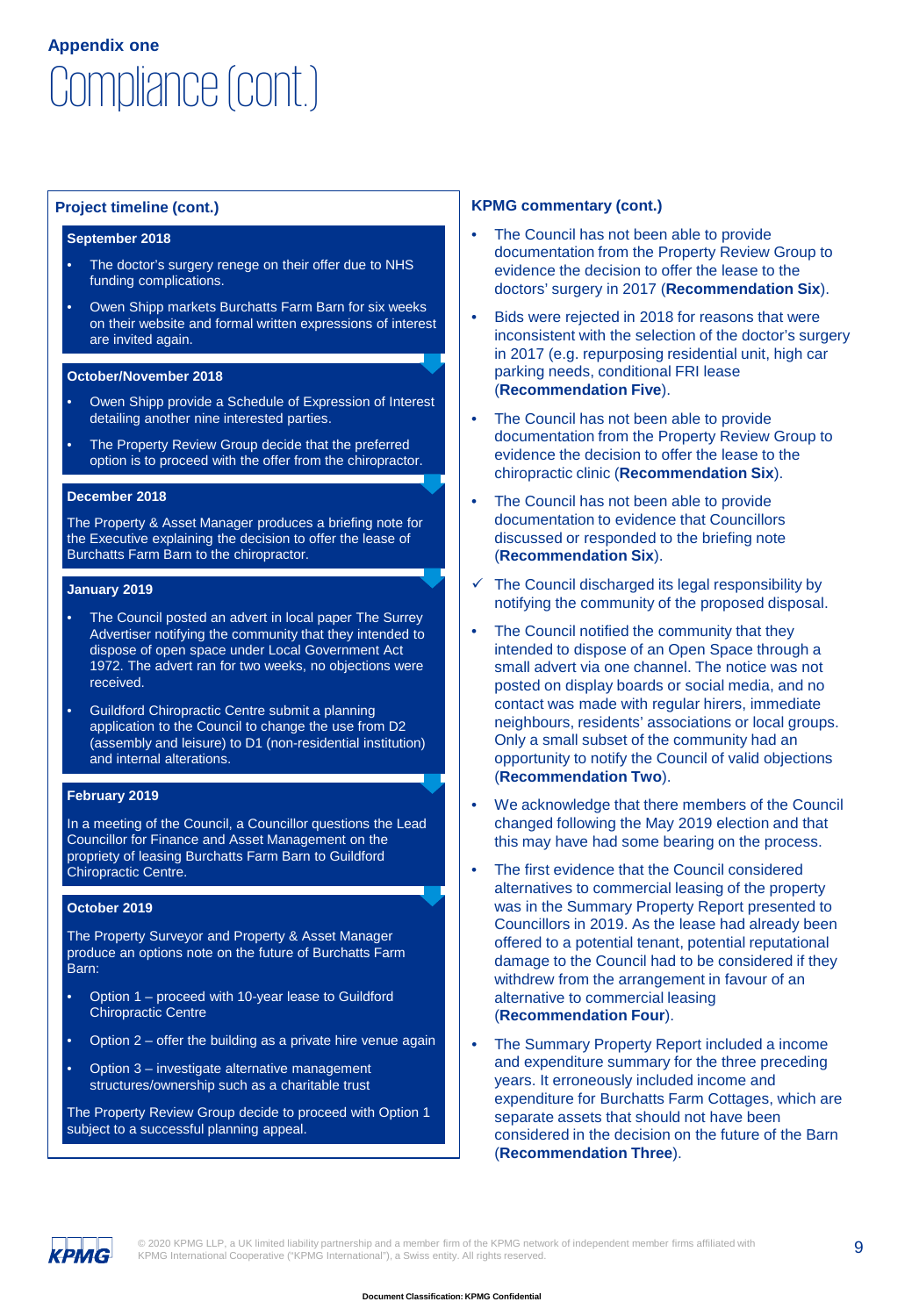**Appendix one**

# Compliance (cont.)

## Project timeline (cont.)

### September 2018

- The doctor's surgery renege on their offer due to NHS funding complications.
- Owen Shipp markets Burchatts Farm Barn for six weeks on their website and formal written expressions of interest are invited again.

### October/November 2018

- Owen Shipp provide a Schedule of Expression of Interest detailing another nine interested parties.
- The Property Review Group decide that the preferred option is to proceed with the offer from the chiropractor.

### December 2018

The Property & Asset Manager produces a briefing note for the Executive explaining the decision to offer the lease of Burchatts Farm Barn to the chiropractor.

### January 2019

- The Council posted an advert in local paper The Surrey Advertiser notifying the community that they intended to dispose of open space under Local Government Act 1972. The advert ran for two weeks, no objections were received.
- Guildford Chiropractic Centre submit a planning application to the Council to change the use from D2 (assembly and leisure) to D1 (non-residential institution) and internal alterations.

### February 2019

In a meeting of the Council, a Councillor questions the Lead Councillor for Finance and Asset Management on the propriety of leasing Burchatts Farm Barn to Guildford Chiropractic Centre.

### October 2019

The Property Surveyor and Property & Asset Manager produce an options note on the future of Burchatts Farm Barn:

- Option 1 – proceed with 10-year lease to Guildford Chiropractic Centre
- Option 2 – offer the building as a private hire venue again
- Option 3 – investigate alternative management structures/ownership such as a charitable trust

The Property Review Group decide to proceed with Option 1 subject to a successful planning appeal.

## KPMG commentary (cont.)

- The Council has not been able to provide documentation from the Property Review Group to evidence the decision to offer the lease to the doctors' surgery in 2017 (**Recommendation Six**).
- Bids were rejected in 2018 for reasons that were inconsistent with the selection of the doctor's surgery in 2017 (e.g. repurposing residential unit, high car parking needs, conditional FRI lease (**Recommendation Five**).
- The Council has not been able to provide documentation from the Property Review Group to evidence the decision to offer the lease to the chiropractic clinic (**Recommendation Six**).
- The Council has not been able to provide documentation to evidence that Councillors discussed or responded to the briefing note (**Recommendation Six**).
- ✓ The Council discharged its legal responsibility by notifying the community of the proposed disposal.
- The Council notified the community that they intended to dispose of an Open Space through a small advert via one channel. The notice was not posted on display boards or social media, and no contact was made with regular hirers, immediate neighbours, residents' associations or local groups. Only a small subset of the community had an opportunity to notify the Council of valid objections (**Recommendation Two**).
- We acknowledge that there members of the Council changed following the May 2019 election and that this may have had some bearing on the process.
- The first evidence that the Council considered alternatives to commercial leasing of the property was in the Summary Property Report presented to Councillors in 2019. As the lease had already been offered to a potential tenant, potential reputational damage to the Council had to be considered if they withdrew from the arrangement in favour of an alternative to commercial leasing (**Recommendation Four**).
- The Summary Property Report included a income and expenditure summary for the three preceding years. It erroneously included income and expenditure for Burchatts Farm Cottages, which are separate assets that should not have been considered in the decision on the future of the Barn (**Recommendation Three**).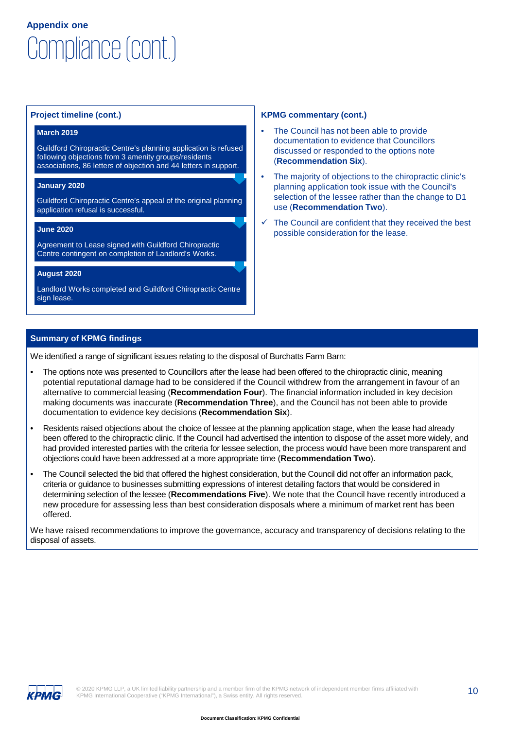**Appendix one**

# Compliance (cont.)

### Project timeline (cont.)

**March 2019**

Guildford Chiropractic Centre's planning application is refused following objections from 3 amenity groups/residents associations, 86 letters of objection and 44 letters in support.

**January 2020**

Guildford Chiropractic Centre's appeal of the original planning application refusal is successful.

**June 2020**

Agreement to Lease signed with Guildford Chiropractic Centre contingent on completion of Landlord's Works.

**August 2020**

Landlord Works completed and Guildford Chiropractic Centre sign lease.

### KPMG commentary (cont.)

- The Council has not been able to provide documentation to evidence that Councillors discussed or responded to the options note (**Recommendation Six**).
- The majority of objections to the chiropractic clinic's planning application took issue with the Council's selection of the lessee rather than the change to D1 use (**Recommendation Two**).
- ✓ The Council are confident that they received the best possible consideration for the lease.

### Summary of KPMG findings

We identified a range of significant issues relating to the disposal of Burchatts Farm Barn:

- The options note was presented to Councillors after the lease had been offered to the chiropractic clinic, meaning potential reputational damage had to be considered if the Council withdrew from the arrangement in favour of an alternative to commercial leasing (**Recommendation Four**). The financial information included in key decision making documents was inaccurate (**Recommendation Three**), and the Council has not been able to provide documentation to evidence key decisions (**Recommendation Six**).
- Residents raised objections about the choice of lessee at the planning application stage, when the lease had already been offered to the chiropractic clinic. If the Council had advertised the intention to dispose of the asset more widely, and had provided interested parties with the criteria for lessee selection, the process would have been more transparent and objections could have been addressed at a more appropriate time (**Recommendation Two**).
- The Council selected the bid that offered the highest consideration, but the Council did not offer an information pack, criteria or guidance to businesses submitting expressions of interest detailing factors that would be considered in determining selection of the lessee (**Recommendations Five**). We note that the Council have recently introduced a new procedure for assessing less than best consideration disposals where a minimum of market rent has been offered.

We have raised recommendations to improve the governance, accuracy and transparency of decisions relating to the disposal of assets.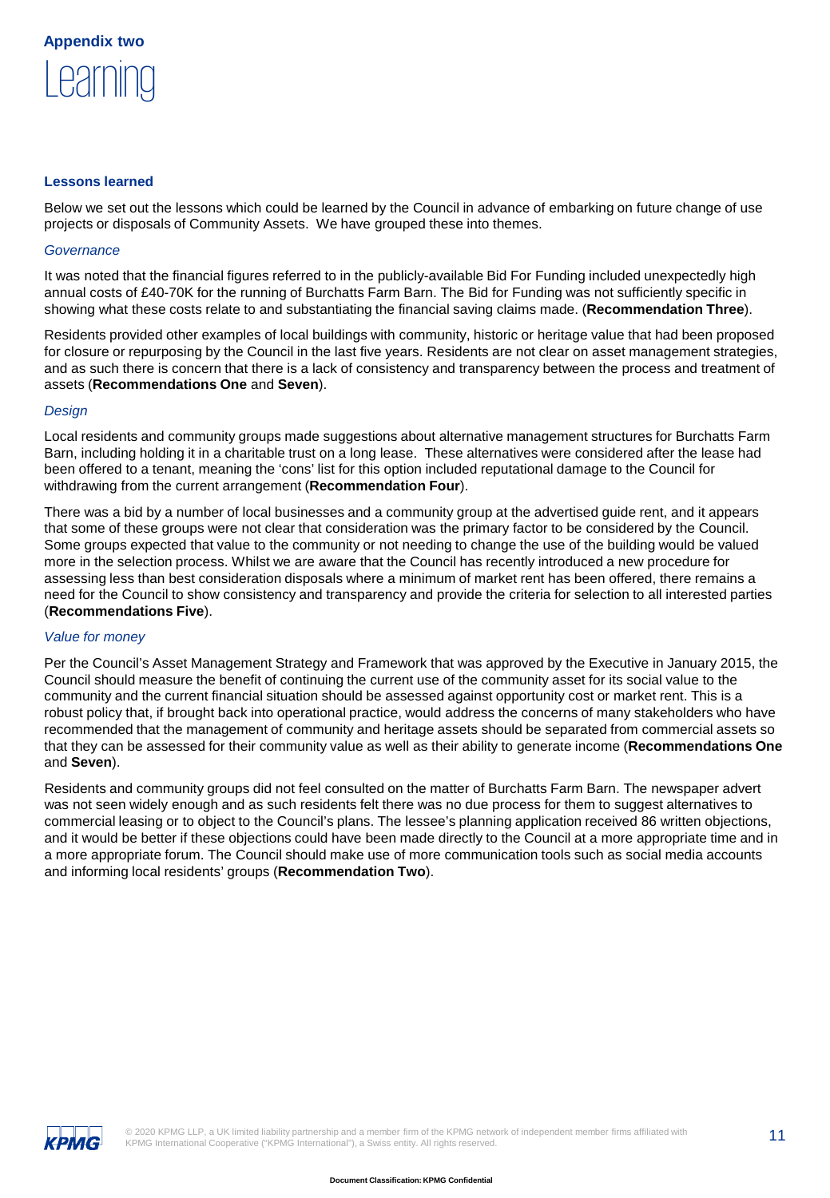## Appendix two

# Learning

### Lessons learned

Below we set out the lessons which could be learned by the Council in advance of embarking on future change of use projects or disposals of Community Assets. We have grouped these into themes.

*Governance*

It was noted that the financial figures referred to in the publicly-available Bid For Funding included unexpectedly high annual costs of £40-70K for the running of Burchatts Farm Barn. The Bid for Funding was not sufficiently specific in showing what these costs relate to and substantiating the financial saving claims made. (**Recommendation Three**).

Residents provided other examples of local buildings with community, historic or heritage value that had been proposed for closure or repurposing by the Council in the last five years. Residents are not clear on asset management strategies, and as such there is concern that there is a lack of consistency and transparency between the process and treatment of assets (**Recommendations One** and **Seven**).

*Design*

Local residents and community groups made suggestions about alternative management structures for Burchatts Farm Barn, including holding it in a charitable trust on a long lease. These alternatives were considered after the lease had been offered to a tenant, meaning the 'cons' list for this option included reputational damage to the Council for withdrawing from the current arrangement (**Recommendation Four**).

There was a bid by a number of local businesses and a community group at the advertised guide rent, and it appears that some of these groups were not clear that consideration was the primary factor to be considered by the Council. Some groups expected that value to the community or not needing to change the use of the building would be valued more in the selection process. Whilst we are aware that the Council has recently introduced a new procedure for assessing less than best consideration disposals where a minimum of market rent has been offered, there remains a need for the Council to show consistency and transparency and provide the criteria for selection to all interested parties (**Recommendations Five**).

*Value for money*

Per the Council's Asset Management Strategy and Framework that was approved by the Executive in January 2015, the Council should measure the benefit of continuing the current use of the community asset for its social value to the community and the current financial situation should be assessed against opportunity cost or market rent. This is a robust policy that, if brought back into operational practice, would address the concerns of many stakeholders who have recommended that the management of community and heritage assets should be separated from commercial assets so that they can be assessed for their community value as well as their ability to generate income (**Recommendations One** and **Seven**).

Residents and community groups did not feel consulted on the matter of Burchatts Farm Barn. The newspaper advert was not seen widely enough and as such residents felt there was no due process for them to suggest alternatives to commercial leasing or to object to the Council's plans. The lessee's planning application received 86 written objections, and it would be better if these objections could have been made directly to the Council at a more appropriate time and in a more appropriate forum. The Council should make use of more communication tools such as social media accounts and informing local residents' groups (**Recommendation Two**).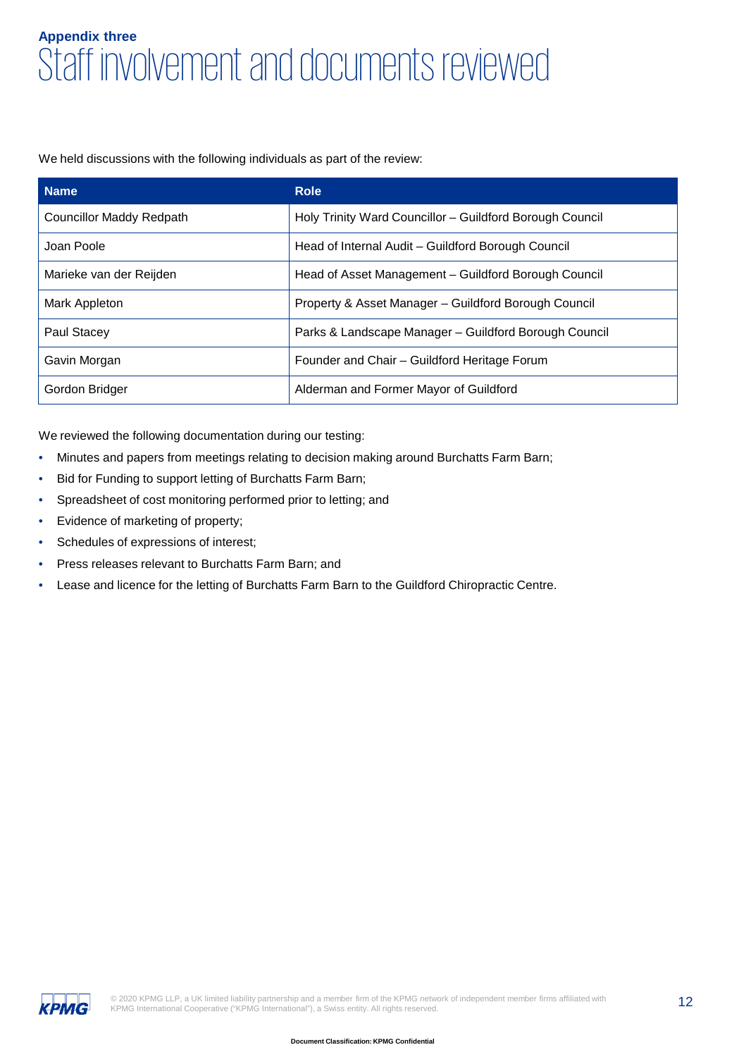## Appendix three

# Staff involvement and documents reviewed

We held discussions with the following individuals as part of the review:

| Name | Role |
|---|---|
| Councillor Maddy Redpath | Holy Trinity Ward Councillor – Guildford Borough Council |
| Joan Poole | Head of Internal Audit – Guildford Borough Council |
| Marieke van der Reijden | Head of Asset Management – Guildford Borough Council |
| Mark Appleton | Property & Asset Manager – Guildford Borough Council |
| Paul Stacey | Parks & Landscape Manager – Guildford Borough Council |
| Gavin Morgan | Founder and Chair – Guildford Heritage Forum |
| Gordon Bridger | Alderman and Former Mayor of Guildford |

We reviewed the following documentation during our testing:

- Minutes and papers from meetings relating to decision making around Burchatts Farm Barn;
- Bid for Funding to support letting of Burchatts Farm Barn;
- Spreadsheet of cost monitoring performed prior to letting; and
- Evidence of marketing of property;
- Schedules of expressions of interest;
- Press releases relevant to Burchatts Farm Barn; and
- Lease and licence for the letting of Burchatts Farm Barn to the Guildford Chiropractic Centre.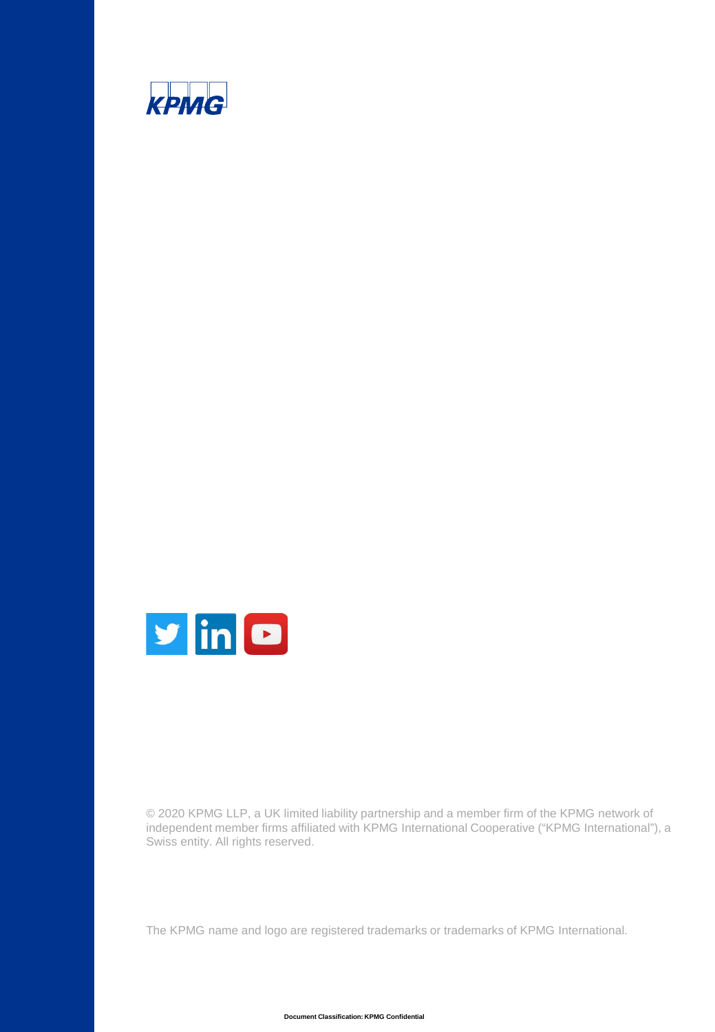© 2020 KPMG LLP, a UK limited liability partnership and a member firm of the KPMG network of independent member firms affiliated with KPMG International Cooperative ("KPMG International"), a Swiss entity. All rights reserved.

The KPMG name and logo are registered trademarks or trademarks of KPMG International.

**Document Classification: KPMG Confidential**